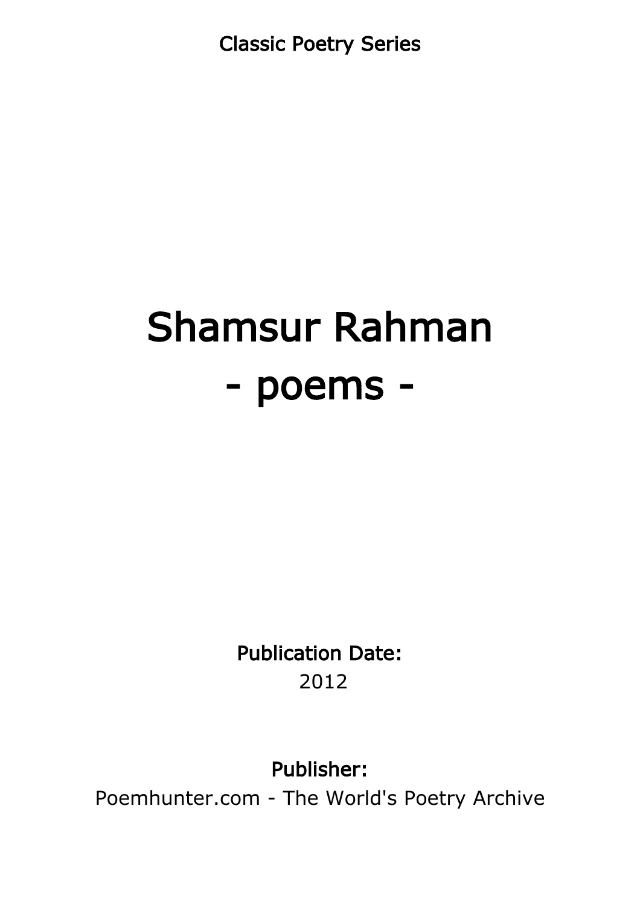Classic Poetry Series

# Shamsur Rahman
# - poems -

**Publication Date:**

2012

**Publisher:**

Poemhunter.com - The World's Poetry Archive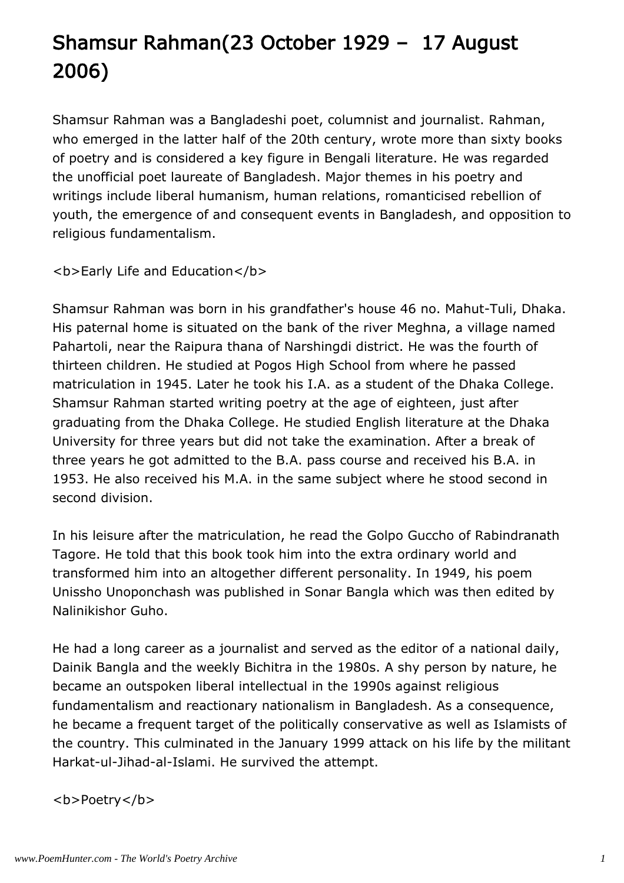# Shamsur Rahman(23 October 1929 – 17 August 2006)

Shamsur Rahman was a Bangladeshi poet, columnist and journalist. Rahman, who emerged in the latter half of the 20th century, wrote more than sixty books of poetry and is considered a key figure in Bengali literature. He was regarded the unofficial poet laureate of Bangladesh. Major themes in his poetry and writings include liberal humanism, human relations, romanticised rebellion of youth, the emergence of and consequent events in Bangladesh, and opposition to religious fundamentalism.

<b>Early Life and Education</b>

Shamsur Rahman was born in his grandfather's house 46 no. Mahut-Tuli, Dhaka. His paternal home is situated on the bank of the river Meghna, a village named Pahartoli, near the Raipura thana of Narshingdi district. He was the fourth of thirteen children. He studied at Pogos High School from where he passed matriculation in 1945. Later he took his I.A. as a student of the Dhaka College. Shamsur Rahman started writing poetry at the age of eighteen, just after graduating from the Dhaka College. He studied English literature at the Dhaka University for three years but did not take the examination. After a break of three years he got admitted to the B.A. pass course and received his B.A. in 1953. He also received his M.A. in the same subject where he stood second in second division.

In his leisure after the matriculation, he read the Golpo Guccho of Rabindranath Tagore. He told that this book took him into the extra ordinary world and transformed him into an altogether different personality. In 1949, his poem Unissho Unoponchash was published in Sonar Bangla which was then edited by Nalinikishor Guho.

He had a long career as a journalist and served as the editor of a national daily, Dainik Bangla and the weekly Bichitra in the 1980s. A shy person by nature, he became an outspoken liberal intellectual in the 1990s against religious fundamentalism and reactionary nationalism in Bangladesh. As a consequence, he became a frequent target of the politically conservative as well as Islamists of the country. This culminated in the January 1999 attack on his life by the militant Harkat-ul-Jihad-al-Islami. He survived the attempt.

<b>Poetry</b>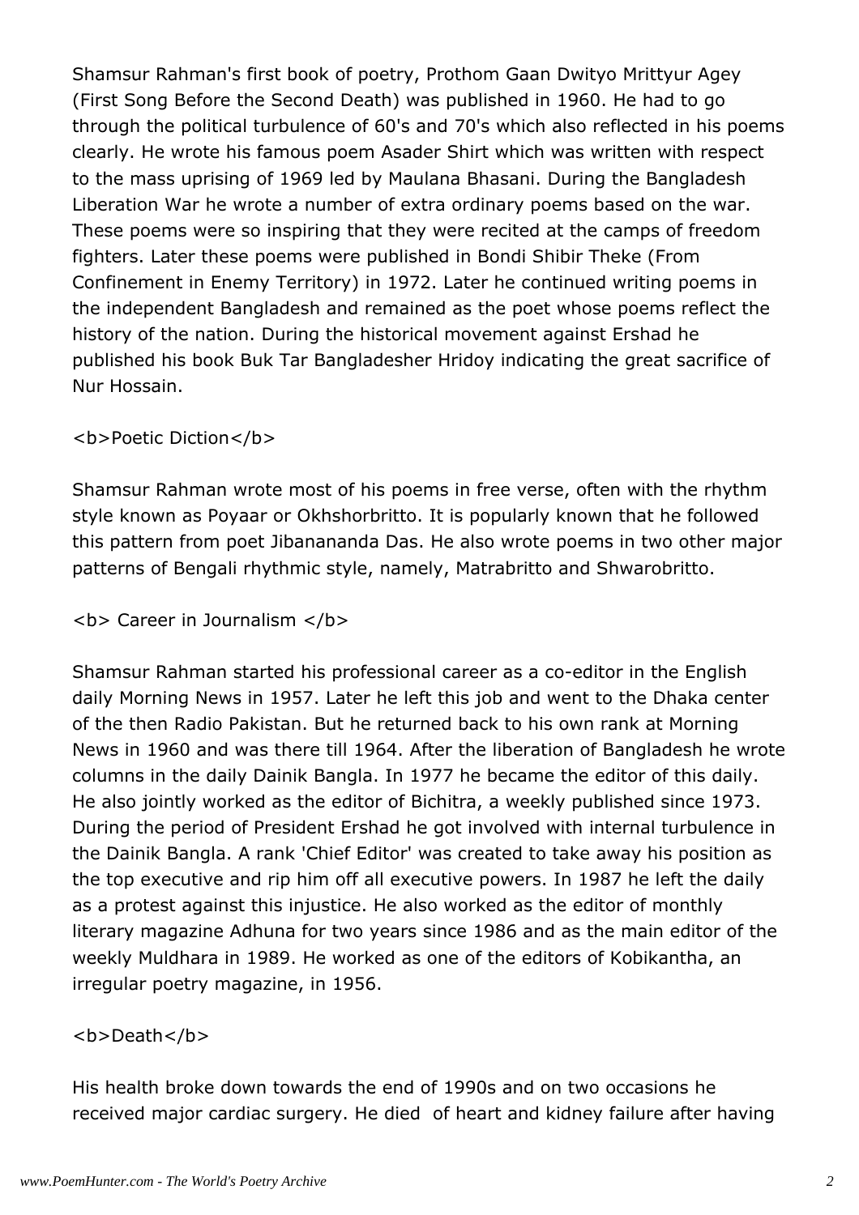Shamsur Rahman's first book of poetry, Prothom Gaan Dwityo Mrittyur Agey (First Song Before the Second Death) was published in 1960. He had to go through the political turbulence of 60's and 70's which also reflected in his poems clearly. He wrote his famous poem Asader Shirt which was written with respect to the mass uprising of 1969 led by Maulana Bhasani. During the Bangladesh Liberation War he wrote a number of extra ordinary poems based on the war. These poems were so inspiring that they were recited at the camps of freedom fighters. Later these poems were published in Bondi Shibir Theke (From Confinement in Enemy Territory) in 1972. Later he continued writing poems in the independent Bangladesh and remained as the poet whose poems reflect the history of the nation. During the historical movement against Ershad he published his book Buk Tar Bangladesher Hridoy indicating the great sacrifice of Nur Hossain.

**Poetic Diction**

Shamsur Rahman wrote most of his poems in free verse, often with the rhythm style known as Poyaar or Okhshorbritto. It is popularly known that he followed this pattern from poet Jibanananda Das. He also wrote poems in two other major patterns of Bengali rhythmic style, namely, Matrabritto and Shwarobritto.

**Career in Journalism**

Shamsur Rahman started his professional career as a co-editor in the English daily Morning News in 1957. Later he left this job and went to the Dhaka center of the then Radio Pakistan. But he returned back to his own rank at Morning News in 1960 and was there till 1964. After the liberation of Bangladesh he wrote columns in the daily Dainik Bangla. In 1977 he became the editor of this daily. He also jointly worked as the editor of Bichitra, a weekly published since 1973. During the period of President Ershad he got involved with internal turbulence in the Dainik Bangla. A rank 'Chief Editor' was created to take away his position as the top executive and rip him off all executive powers. In 1987 he left the daily as a protest against this injustice. He also worked as the editor of monthly literary magazine Adhuna for two years since 1986 and as the main editor of the weekly Muldhara in 1989. He worked as one of the editors of Kobikantha, an irregular poetry magazine, in 1956.

**Death**

His health broke down towards the end of 1990s and on two occasions he received major cardiac surgery. He died of heart and kidney failure after having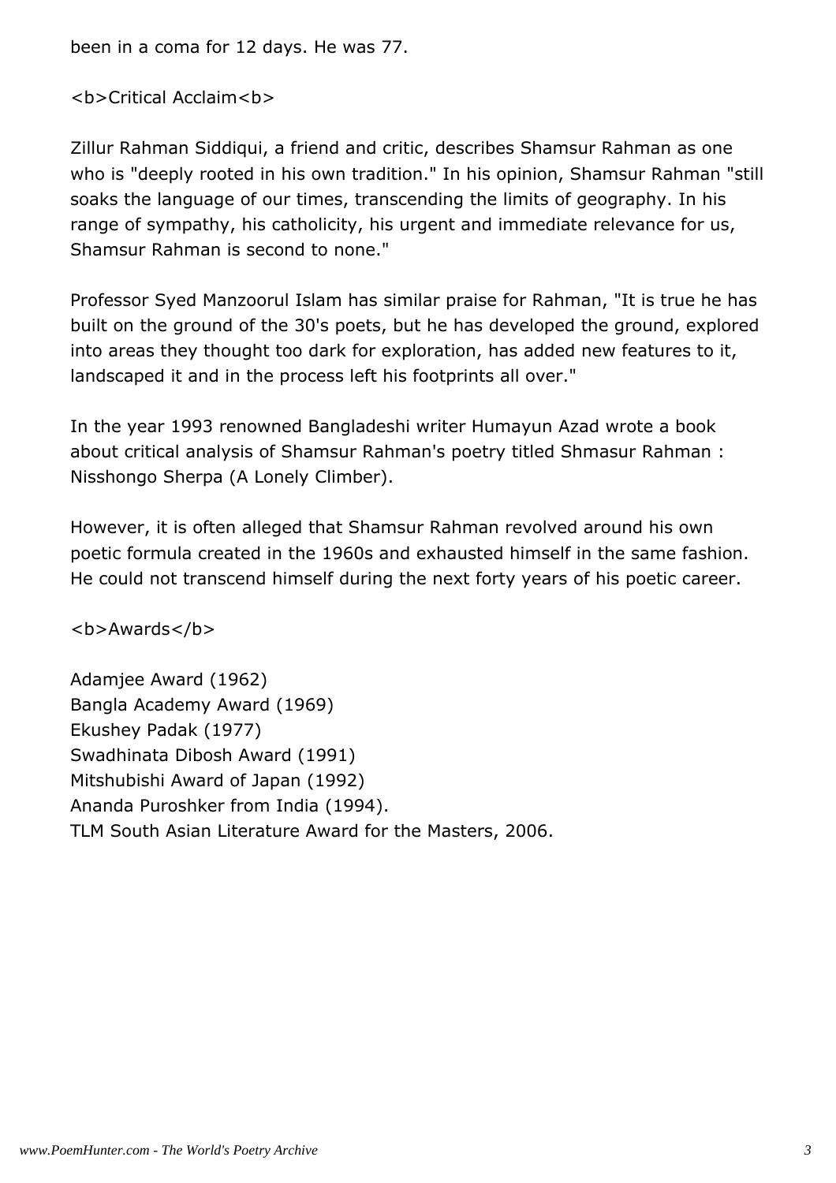been in a coma for 12 days. He was 77.

## Critical Acclaim

Zillur Rahman Siddiqui, a friend and critic, describes Shamsur Rahman as one who is "deeply rooted in his own tradition." In his opinion, Shamsur Rahman "still soaks the language of our times, transcending the limits of geography. In his range of sympathy, his catholicity, his urgent and immediate relevance for us, Shamsur Rahman is second to none."

Professor Syed Manzoorul Islam has similar praise for Rahman, "It is true he has built on the ground of the 30's poets, but he has developed the ground, explored into areas they thought too dark for exploration, has added new features to it, landscaped it and in the process left his footprints all over."

In the year 1993 renowned Bangladeshi writer Humayun Azad wrote a book about critical analysis of Shamsur Rahman's poetry titled Shmasur Rahman : Nisshongo Sherpa (A Lonely Climber).

However, it is often alleged that Shamsur Rahman revolved around his own poetic formula created in the 1960s and exhausted himself in the same fashion. He could not transcend himself during the next forty years of his poetic career.

## Awards

Adamjee Award (1962)
Bangla Academy Award (1969)
Ekushey Padak (1977)
Swadhinata Dibosh Award (1991)
Mitshubishi Award of Japan (1992)
Ananda Puroshker from India (1994).
TLM South Asian Literature Award for the Masters, 2006.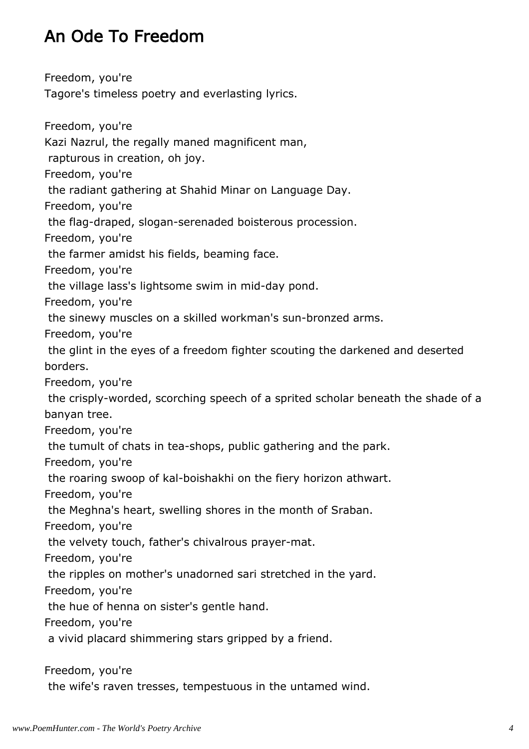# An Ode To Freedom

Freedom, you're
Tagore's timeless poetry and everlasting lyrics.

Freedom, you're
Kazi Nazrul, the regally maned magnificent man,
rapturous in creation, oh joy.
Freedom, you're
the radiant gathering at Shahid Minar on Language Day.
Freedom, you're
the flag-draped, slogan-serenaded boisterous procession.
Freedom, you're
the farmer amidst his fields, beaming face.
Freedom, you're
the village lass's lightsome swim in mid-day pond.
Freedom, you're
the sinewy muscles on a skilled workman's sun-bronzed arms.
Freedom, you're
the glint in the eyes of a freedom fighter scouting the darkened and deserted borders.
Freedom, you're
the crisply-worded, scorching speech of a sprited scholar beneath the shade of a banyan tree.
Freedom, you're
the tumult of chats in tea-shops, public gathering and the park.
Freedom, you're
the roaring swoop of kal-boishakhi on the fiery horizon athwart.
Freedom, you're
the Meghna's heart, swelling shores in the month of Sraban.
Freedom, you're
the velvety touch, father's chivalrous prayer-mat.
Freedom, you're
the ripples on mother's unadorned sari stretched in the yard.
Freedom, you're
the hue of henna on sister's gentle hand.
Freedom, you're
a vivid placard shimmering stars gripped by a friend.

Freedom, you're
the wife's raven tresses, tempestuous in the untamed wind.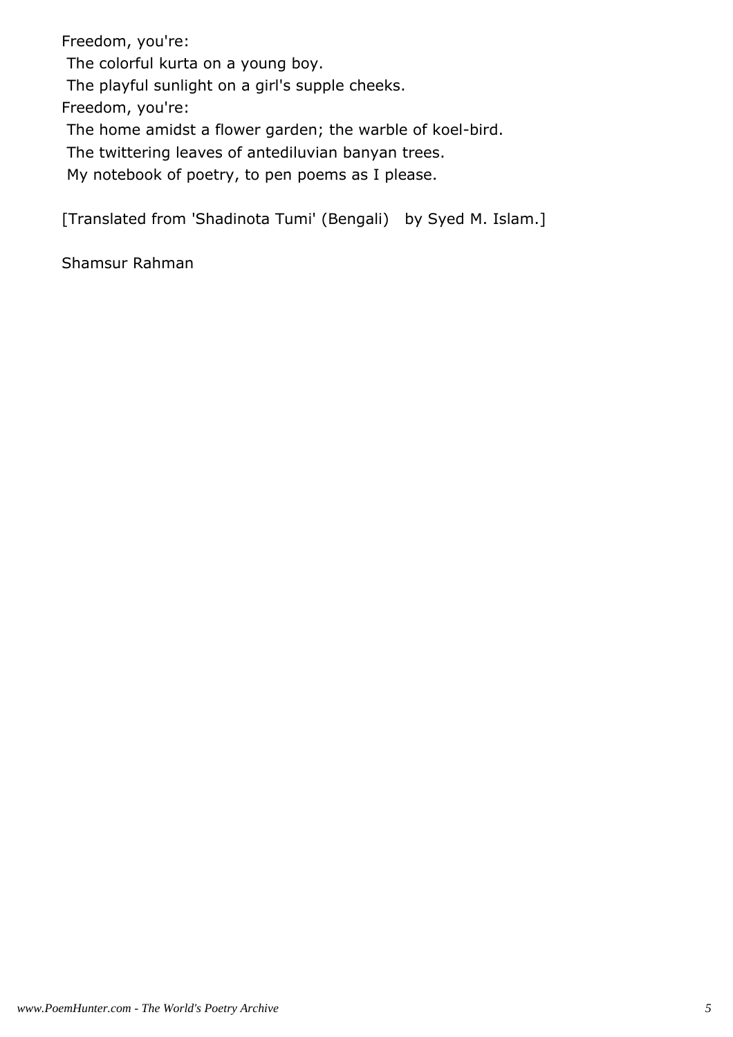Freedom, you're:
The colorful kurta on a young boy.
The playful sunlight on a girl's supple cheeks.
Freedom, you're:
The home amidst a flower garden; the warble of koel-bird.
The twittering leaves of antediluvian banyan trees.
My notebook of poetry, to pen poems as I please.

[Translated from 'Shadinota Tumi' (Bengali) by Syed M. Islam.]

Shamsur Rahman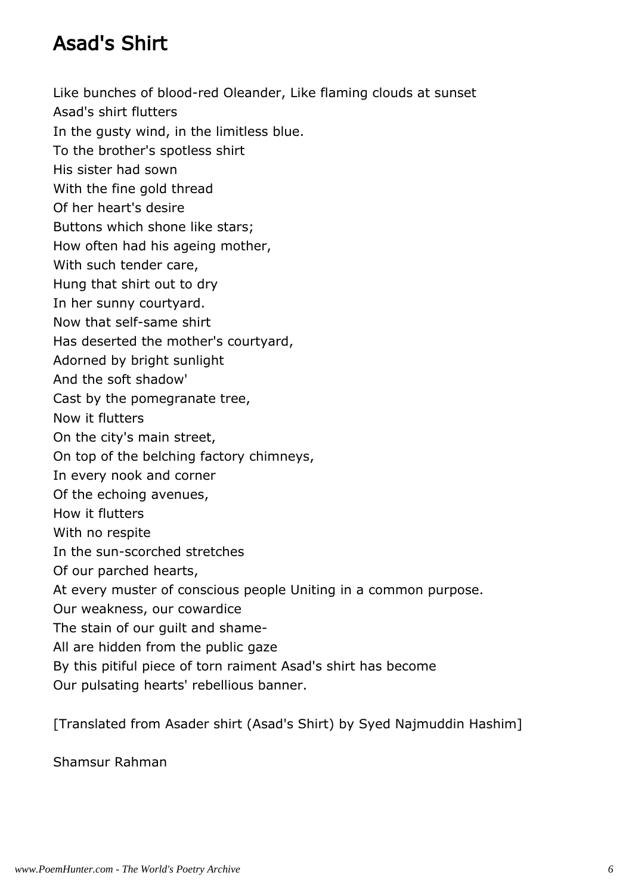## Asad's Shirt

Like bunches of blood-red Oleander, Like flaming clouds at sunset
Asad's shirt flutters
In the gusty wind, in the limitless blue.
To the brother's spotless shirt
His sister had sown
With the fine gold thread
Of her heart's desire
Buttons which shone like stars;
How often had his ageing mother,
With such tender care,
Hung that shirt out to dry
In her sunny courtyard.
Now that self-same shirt
Has deserted the mother's courtyard,
Adorned by bright sunlight
And the soft shadow'
Cast by the pomegranate tree,
Now it flutters
On the city's main street,
On top of the belching factory chimneys,
In every nook and corner
Of the echoing avenues,
How it flutters
With no respite
In the sun-scorched stretches
Of our parched hearts,
At every muster of conscious people Uniting in a common purpose.
Our weakness, our cowardice
The stain of our guilt and shame-
All are hidden from the public gaze
By this pitiful piece of torn raiment Asad's shirt has become
Our pulsating hearts' rebellious banner.

[Translated from Asader shirt (Asad's Shirt) by Syed Najmuddin Hashim]

Shamsur Rahman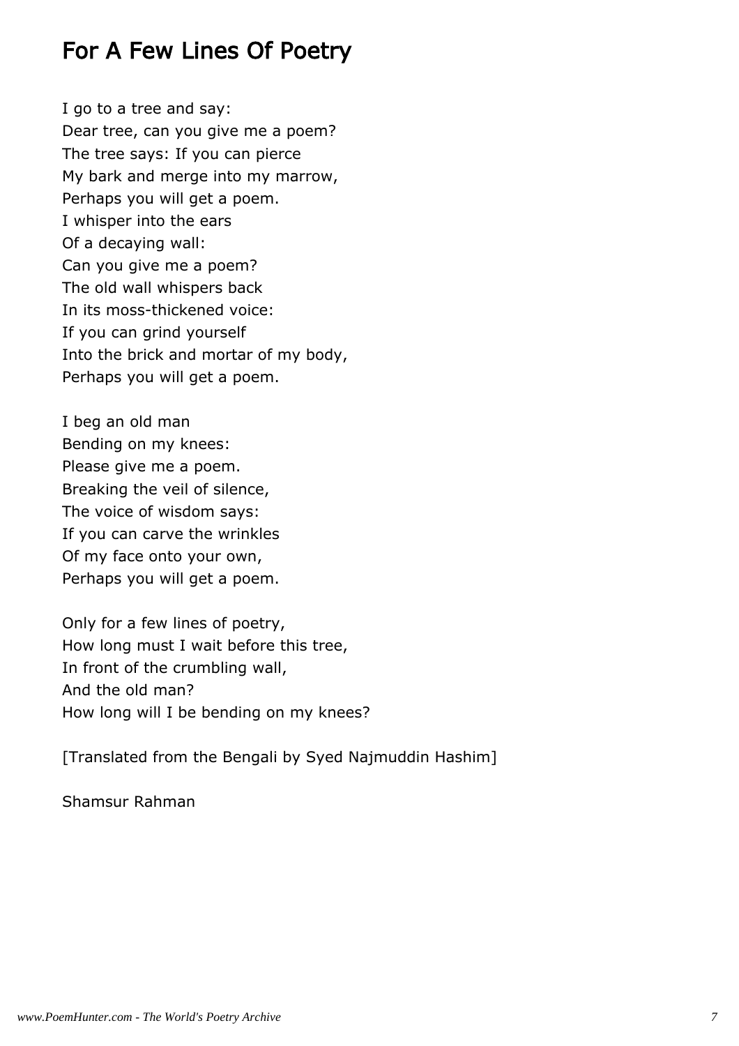# For A Few Lines Of Poetry

I go to a tree and say:
Dear tree, can you give me a poem?
The tree says: If you can pierce
My bark and merge into my marrow,
Perhaps you will get a poem.
I whisper into the ears
Of a decaying wall:
Can you give me a poem?
The old wall whispers back
In its moss-thickened voice:
If you can grind yourself
Into the brick and mortar of my body,
Perhaps you will get a poem.

I beg an old man
Bending on my knees:
Please give me a poem.
Breaking the veil of silence,
The voice of wisdom says:
If you can carve the wrinkles
Of my face onto your own,
Perhaps you will get a poem.

Only for a few lines of poetry,
How long must I wait before this tree,
In front of the crumbling wall,
And the old man?
How long will I be bending on my knees?

[Translated from the Bengali by Syed Najmuddin Hashim]

Shamsur Rahman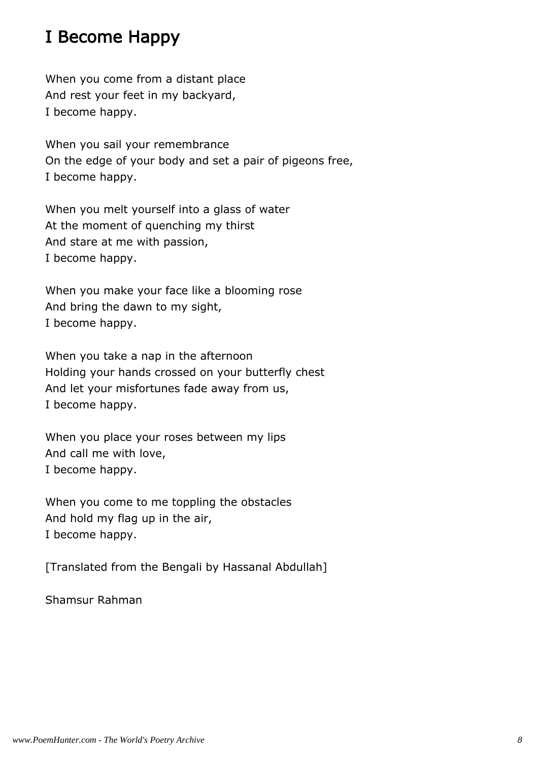# I Become Happy

When you come from a distant place
And rest your feet in my backyard,
I become happy.

When you sail your remembrance
On the edge of your body and set a pair of pigeons free,
I become happy.

When you melt yourself into a glass of water
At the moment of quenching my thirst
And stare at me with passion,
I become happy.

When you make your face like a blooming rose
And bring the dawn to my sight,
I become happy.

When you take a nap in the afternoon
Holding your hands crossed on your butterfly chest
And let your misfortunes fade away from us,
I become happy.

When you place your roses between my lips
And call me with love,
I become happy.

When you come to me toppling the obstacles
And hold my flag up in the air,
I become happy.

[Translated from the Bengali by Hassanal Abdullah]

Shamsur Rahman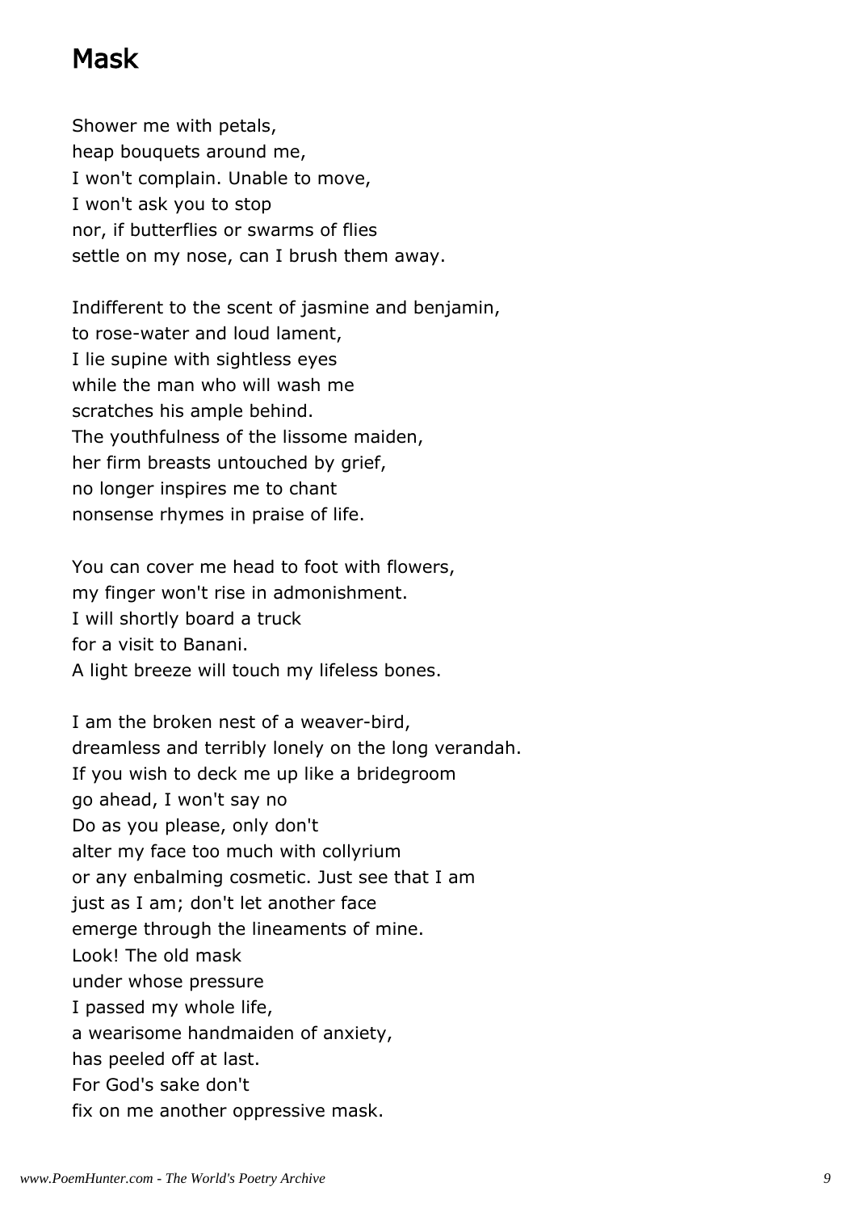# Mask

Shower me with petals,
heap bouquets around me,
I won't complain. Unable to move,
I won't ask you to stop
nor, if butterflies or swarms of flies
settle on my nose, can I brush them away.

Indifferent to the scent of jasmine and benjamin,
to rose-water and loud lament,
I lie supine with sightless eyes
while the man who will wash me
scratches his ample behind.
The youthfulness of the lissome maiden,
her firm breasts untouched by grief,
no longer inspires me to chant
nonsense rhymes in praise of life.

You can cover me head to foot with flowers,
my finger won't rise in admonishment.
I will shortly board a truck
for a visit to Banani.
A light breeze will touch my lifeless bones.

I am the broken nest of a weaver-bird,
dreamless and terribly lonely on the long verandah.
If you wish to deck me up like a bridegroom
go ahead, I won't say no
Do as you please, only don't
alter my face too much with collyrium
or any enbalming cosmetic. Just see that I am
just as I am; don't let another face
emerge through the lineaments of mine.
Look! The old mask
under whose pressure
I passed my whole life,
a wearisome handmaiden of anxiety,
has peeled off at last.
For God's sake don't
fix on me another oppressive mask.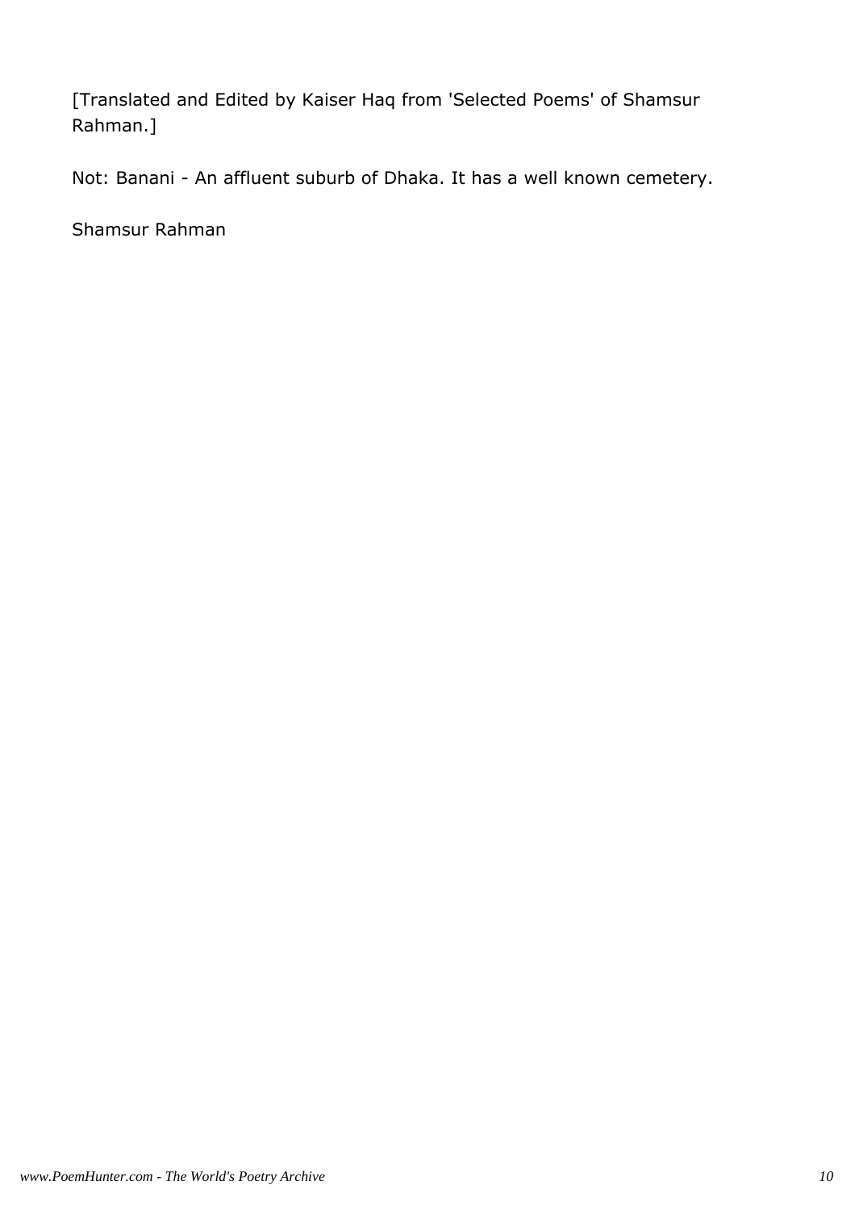[Translated and Edited by Kaiser Haq from 'Selected Poems' of Shamsur Rahman.]

Not: Banani - An affluent suburb of Dhaka. It has a well known cemetery.

Shamsur Rahman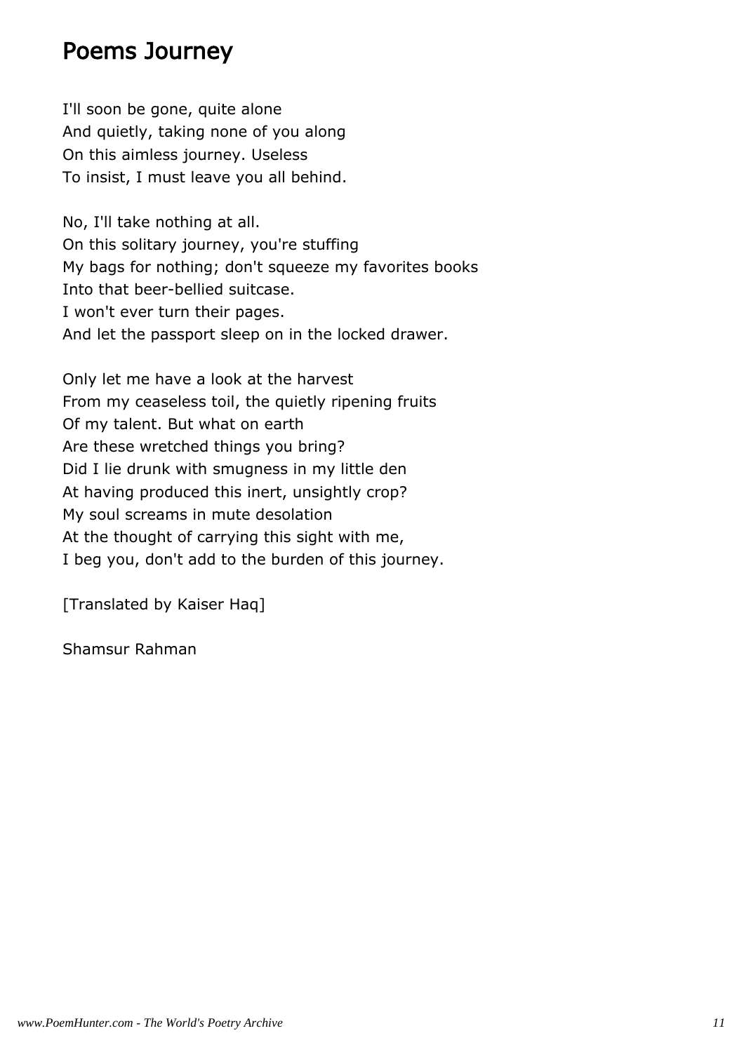# Poems Journey

I'll soon be gone, quite alone  
And quietly, taking none of you along  
On this aimless journey. Useless  
To insist, I must leave you all behind.

No, I'll take nothing at all.  
On this solitary journey, you're stuffing  
My bags for nothing; don't squeeze my favorites books  
Into that beer-bellied suitcase.  
I won't ever turn their pages.  
And let the passport sleep on in the locked drawer.

Only let me have a look at the harvest  
From my ceaseless toil, the quietly ripening fruits  
Of my talent. But what on earth  
Are these wretched things you bring?  
Did I lie drunk with smugness in my little den  
At having produced this inert, unsightly crop?  
My soul screams in mute desolation  
At the thought of carrying this sight with me,  
I beg you, don't add to the burden of this journey.

[Translated by Kaiser Haq]

Shamsur Rahman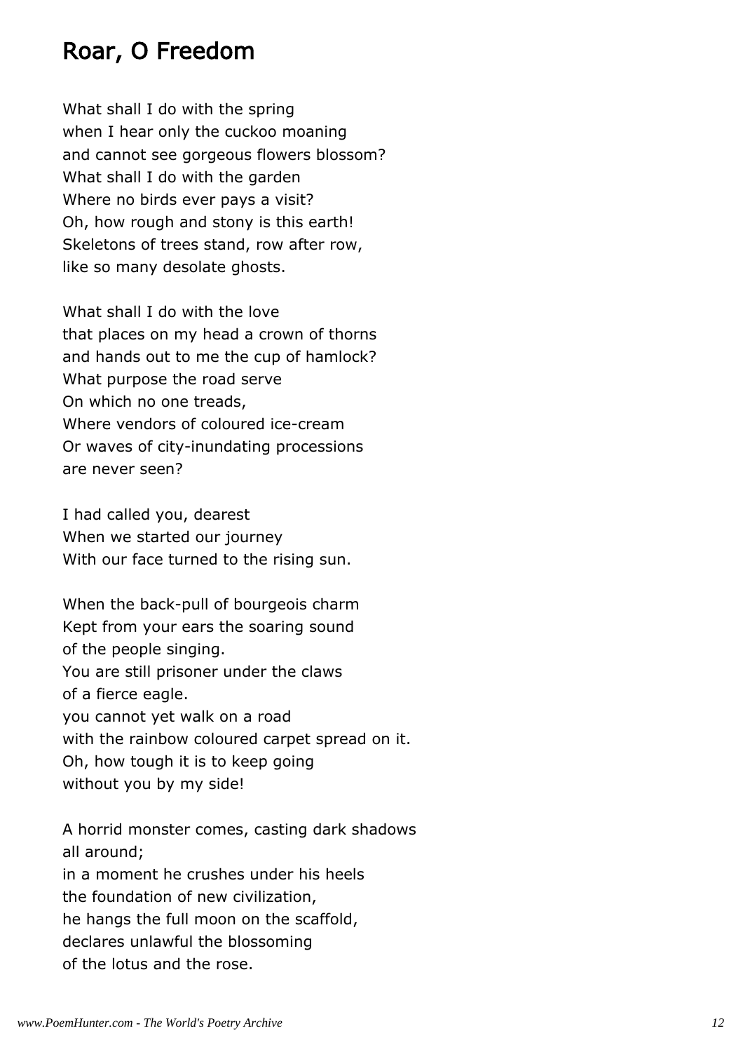## Roar, O Freedom

What shall I do with the spring
when I hear only the cuckoo moaning
and cannot see gorgeous flowers blossom?
What shall I do with the garden
Where no birds ever pays a visit?
Oh, how rough and stony is this earth!
Skeletons of trees stand, row after row,
like so many desolate ghosts.

What shall I do with the love
that places on my head a crown of thorns
and hands out to me the cup of hamlock?
What purpose the road serve
On which no one treads,
Where vendors of coloured ice-cream
Or waves of city-inundating processions
are never seen?

I had called you, dearest
When we started our journey
With our face turned to the rising sun.

When the back-pull of bourgeois charm
Kept from your ears the soaring sound
of the people singing.
You are still prisoner under the claws
of a fierce eagle.
you cannot yet walk on a road
with the rainbow coloured carpet spread on it.
Oh, how tough it is to keep going
without you by my side!

A horrid monster comes, casting dark shadows
all around;
in a moment he crushes under his heels
the foundation of new civilization,
he hangs the full moon on the scaffold,
declares unlawful the blossoming
of the lotus and the rose.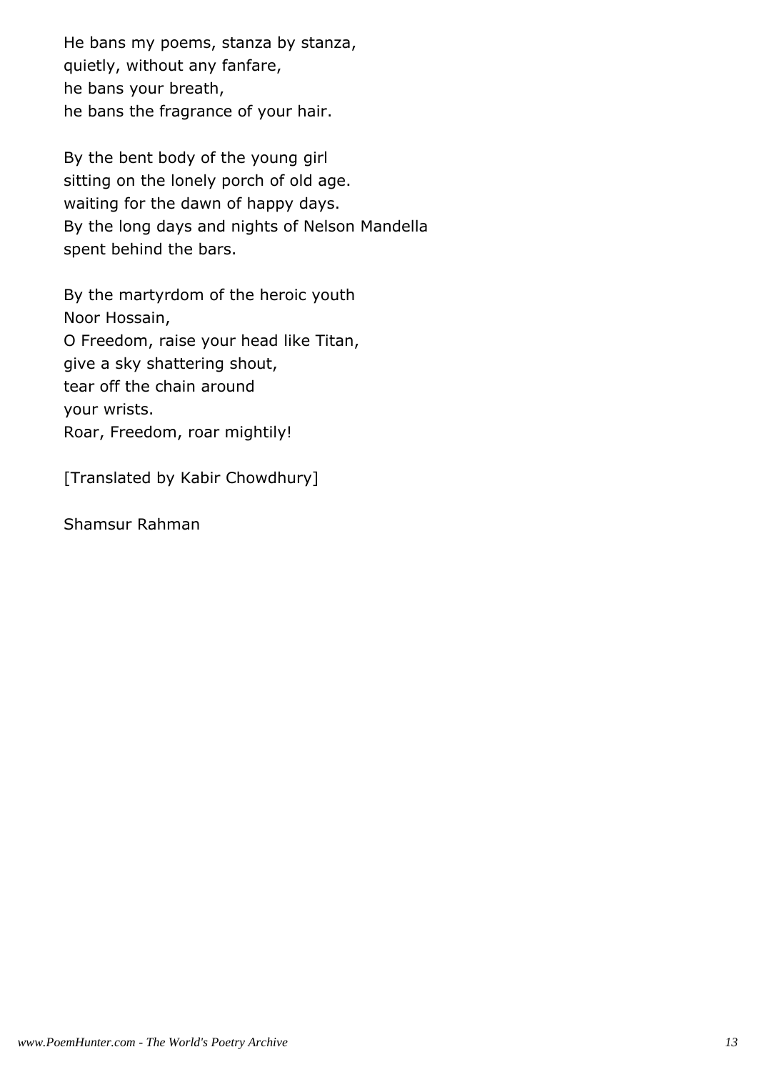He bans my poems, stanza by stanza,
quietly, without any fanfare,
he bans your breath,
he bans the fragrance of your hair.

By the bent body of the young girl
sitting on the lonely porch of old age.
waiting for the dawn of happy days.
By the long days and nights of Nelson Mandella
spent behind the bars.

By the martyrdom of the heroic youth
Noor Hossain,
O Freedom, raise your head like Titan,
give a sky shattering shout,
tear off the chain around
your wrists.
Roar, Freedom, roar mightily!

[Translated by Kabir Chowdhury]

Shamsur Rahman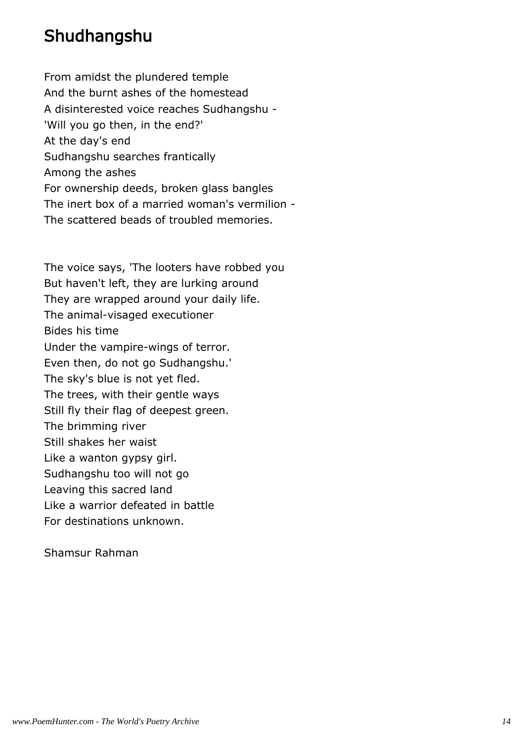# Shudhangshu

From amidst the plundered temple  
And the burnt ashes of the homestead  
A disinterested voice reaches Sudhangshu -  
'Will you go then, in the end?'  
At the day's end  
Sudhangshu searches frantically  
Among the ashes  
For ownership deeds, broken glass bangles  
The inert box of a married woman's vermilion -  
The scattered beads of troubled memories.

The voice says, 'The looters have robbed you  
But haven't left, they are lurking around  
They are wrapped around your daily life.  
The animal-visaged executioner  
Bides his time  
Under the vampire-wings of terror.  
Even then, do not go Sudhangshu.'  
The sky's blue is not yet fled.  
The trees, with their gentle ways  
Still fly their flag of deepest green.  
The brimming river  
Still shakes her waist  
Like a wanton gypsy girl.  
Sudhangshu too will not go  
Leaving this sacred land  
Like a warrior defeated in battle  
For destinations unknown.

Shamsur Rahman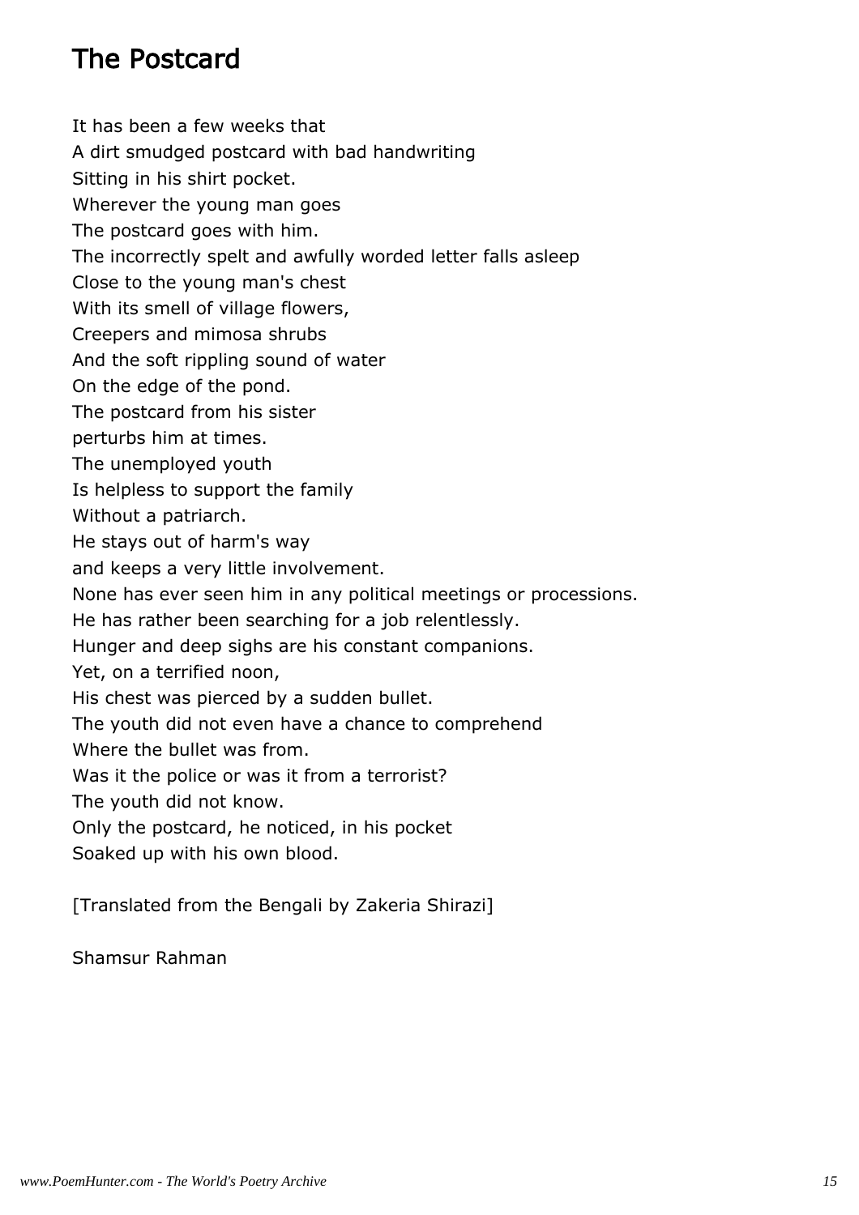## The Postcard

It has been a few weeks that  
A dirt smudged postcard with bad handwriting  
Sitting in his shirt pocket.  
Wherever the young man goes  
The postcard goes with him.  
The incorrectly spelt and awfully worded letter falls asleep  
Close to the young man's chest  
With its smell of village flowers,  
Creepers and mimosa shrubs  
And the soft rippling sound of water  
On the edge of the pond.  
The postcard from his sister  
perturbs him at times.  
The unemployed youth  
Is helpless to support the family  
Without a patriarch.  
He stays out of harm's way  
and keeps a very little involvement.  
None has ever seen him in any political meetings or processions.  
He has rather been searching for a job relentlessly.  
Hunger and deep sighs are his constant companions.  
Yet, on a terrified noon,  
His chest was pierced by a sudden bullet.  
The youth did not even have a chance to comprehend  
Where the bullet was from.  
Was it the police or was it from a terrorist?  
The youth did not know.  
Only the postcard, he noticed, in his pocket  
Soaked up with his own blood.

[Translated from the Bengali by Zakeria Shirazi]

Shamsur Rahman